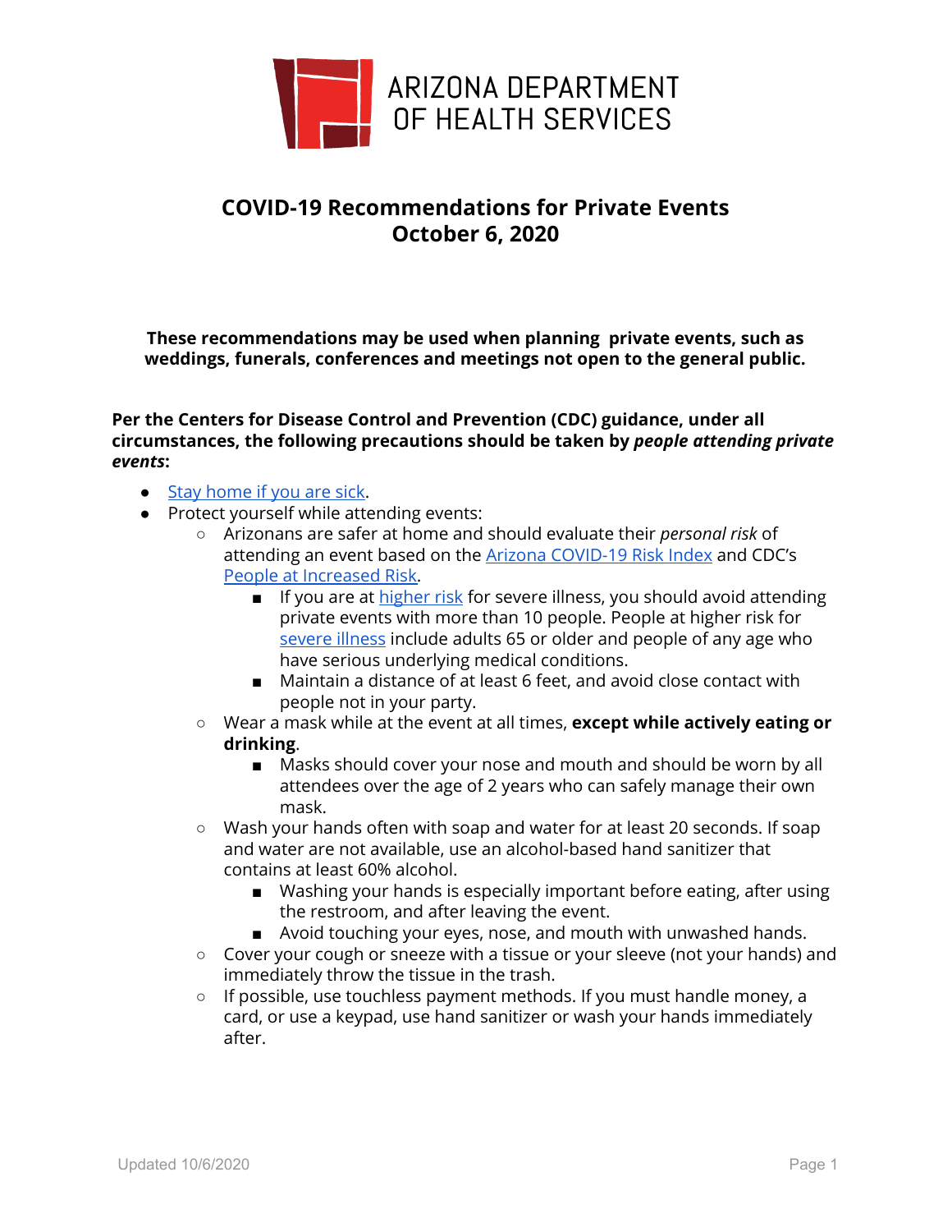ARIZONA DEPARTMENT OF HEALTH SERVICES

# COVID-19 Recommendations for Private Events
## October 6, 2020

**These recommendations may be used when planning private events, such as weddings, funerals, conferences and meetings not open to the general public.**

**Per the Centers for Disease Control and Prevention (CDC) guidance, under all circumstances, the following precautions should be taken by *people attending private events*:**

- Stay home if you are sick.
- Protect yourself while attending events:
  - Arizonans are safer at home and should evaluate their *personal risk* of attending an event based on the Arizona COVID-19 Risk Index and CDC's People at Increased Risk.
    - If you are at higher risk for severe illness, you should avoid attending private events with more than 10 people. People at higher risk for severe illness include adults 65 or older and people of any age who have serious underlying medical conditions.
    - Maintain a distance of at least 6 feet, and avoid close contact with people not in your party.
  - Wear a mask while at the event at all times, **except while actively eating or drinking**.
    - Masks should cover your nose and mouth and should be worn by all attendees over the age of 2 years who can safely manage their own mask.
  - Wash your hands often with soap and water for at least 20 seconds. If soap and water are not available, use an alcohol-based hand sanitizer that contains at least 60% alcohol.
    - Washing your hands is especially important before eating, after using the restroom, and after leaving the event.
    - Avoid touching your eyes, nose, and mouth with unwashed hands.
  - Cover your cough or sneeze with a tissue or your sleeve (not your hands) and immediately throw the tissue in the trash.
  - If possible, use touchless payment methods. If you must handle money, a card, or use a keypad, use hand sanitizer or wash your hands immediately after.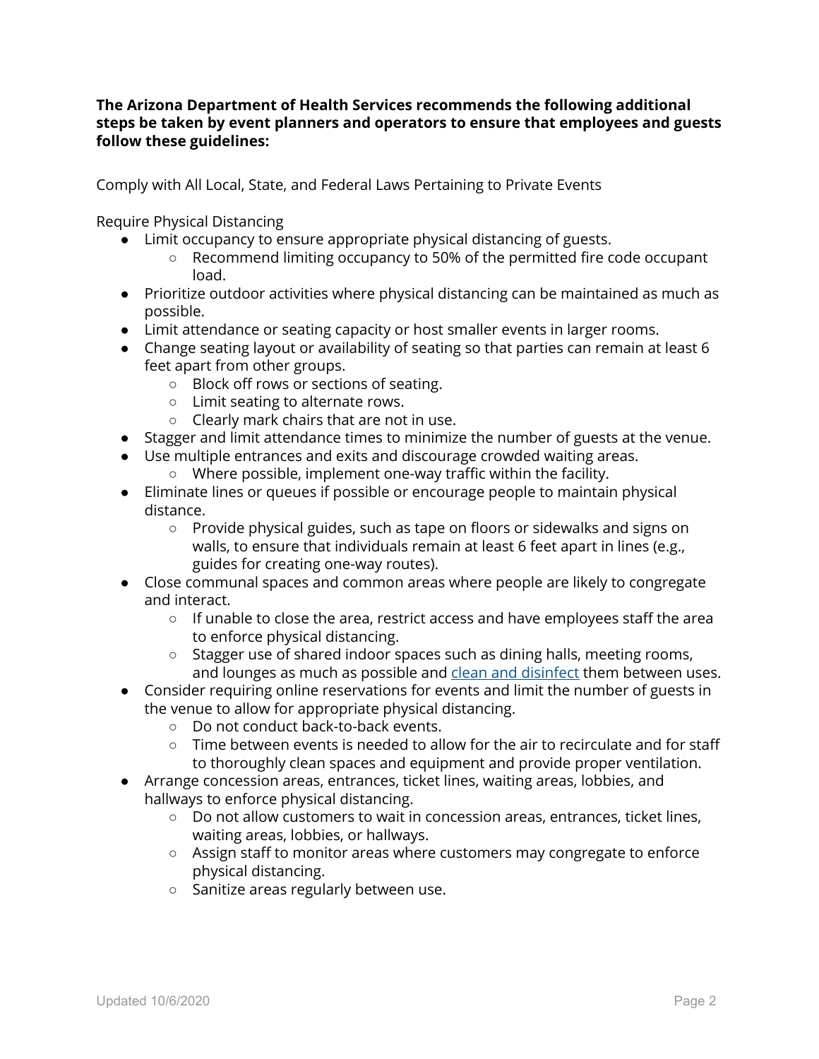**The Arizona Department of Health Services recommends the following additional steps be taken by event planners and operators to ensure that employees and guests follow these guidelines:**

Comply with All Local, State, and Federal Laws Pertaining to Private Events

Require Physical Distancing

- Limit occupancy to ensure appropriate physical distancing of guests.
    - Recommend limiting occupancy to 50% of the permitted fire code occupant load.
- Prioritize outdoor activities where physical distancing can be maintained as much as possible.
- Limit attendance or seating capacity or host smaller events in larger rooms.
- Change seating layout or availability of seating so that parties can remain at least 6 feet apart from other groups.
    - Block off rows or sections of seating.
    - Limit seating to alternate rows.
    - Clearly mark chairs that are not in use.
- Stagger and limit attendance times to minimize the number of guests at the venue.
- Use multiple entrances and exits and discourage crowded waiting areas.
    - Where possible, implement one-way traffic within the facility.
- Eliminate lines or queues if possible or encourage people to maintain physical distance.
    - Provide physical guides, such as tape on floors or sidewalks and signs on walls, to ensure that individuals remain at least 6 feet apart in lines (e.g., guides for creating one-way routes).
- Close communal spaces and common areas where people are likely to congregate and interact.
    - If unable to close the area, restrict access and have employees staff the area to enforce physical distancing.
    - Stagger use of shared indoor spaces such as dining halls, meeting rooms, and lounges as much as possible and clean and disinfect them between uses.
- Consider requiring online reservations for events and limit the number of guests in the venue to allow for appropriate physical distancing.
    - Do not conduct back-to-back events.
    - Time between events is needed to allow for the air to recirculate and for staff to thoroughly clean spaces and equipment and provide proper ventilation.
- Arrange concession areas, entrances, ticket lines, waiting areas, lobbies, and hallways to enforce physical distancing.
    - Do not allow customers to wait in concession areas, entrances, ticket lines, waiting areas, lobbies, or hallways.
    - Assign staff to monitor areas where customers may congregate to enforce physical distancing.
    - Sanitize areas regularly between use.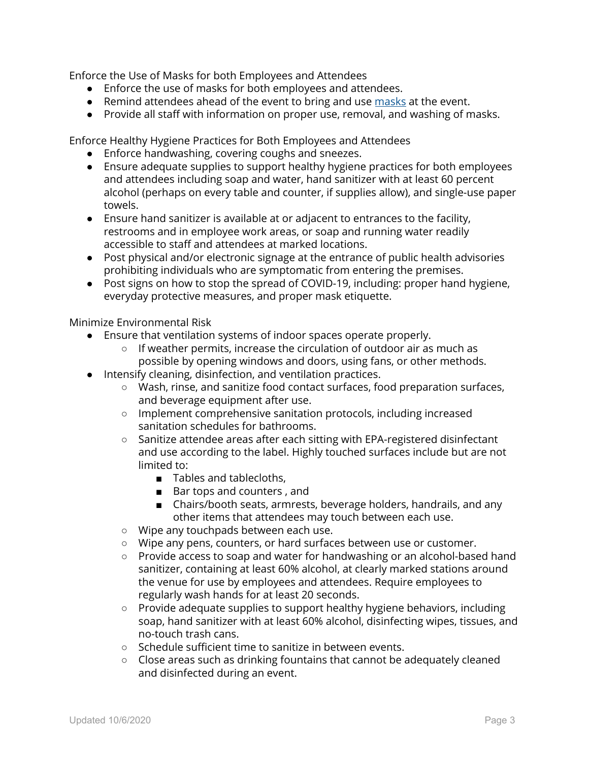Enforce the Use of Masks for both Employees and Attendees

- Enforce the use of masks for both employees and attendees.
- Remind attendees ahead of the event to bring and use [masks](masks) at the event.
- Provide all staff with information on proper use, removal, and washing of masks.

Enforce Healthy Hygiene Practices for Both Employees and Attendees

- Enforce handwashing, covering coughs and sneezes.
- Ensure adequate supplies to support healthy hygiene practices for both employees and attendees including soap and water, hand sanitizer with at least 60 percent alcohol (perhaps on every table and counter, if supplies allow), and single-use paper towels.
- Ensure hand sanitizer is available at or adjacent to entrances to the facility, restrooms and in employee work areas, or soap and running water readily accessible to staff and attendees at marked locations.
- Post physical and/or electronic signage at the entrance of public health advisories prohibiting individuals who are symptomatic from entering the premises.
- Post signs on how to stop the spread of COVID-19, including: proper hand hygiene, everyday protective measures, and proper mask etiquette.

Minimize Environmental Risk

- Ensure that ventilation systems of indoor spaces operate properly.
  - If weather permits, increase the circulation of outdoor air as much as possible by opening windows and doors, using fans, or other methods.
- Intensify cleaning, disinfection, and ventilation practices.
  - Wash, rinse, and sanitize food contact surfaces, food preparation surfaces, and beverage equipment after use.
  - Implement comprehensive sanitation protocols, including increased sanitation schedules for bathrooms.
  - Sanitize attendee areas after each sitting with EPA-registered disinfectant and use according to the label. Highly touched surfaces include but are not limited to:
    - Tables and tablecloths,
    - Bar tops and counters , and
    - Chairs/booth seats, armrests, beverage holders, handrails, and any other items that attendees may touch between each use.
  - Wipe any touchpads between each use.
  - Wipe any pens, counters, or hard surfaces between use or customer.
  - Provide access to soap and water for handwashing or an alcohol-based hand sanitizer, containing at least 60% alcohol, at clearly marked stations around the venue for use by employees and attendees. Require employees to regularly wash hands for at least 20 seconds.
  - Provide adequate supplies to support healthy hygiene behaviors, including soap, hand sanitizer with at least 60% alcohol, disinfecting wipes, tissues, and no-touch trash cans.
  - Schedule sufficient time to sanitize in between events.
  - Close areas such as drinking fountains that cannot be adequately cleaned and disinfected during an event.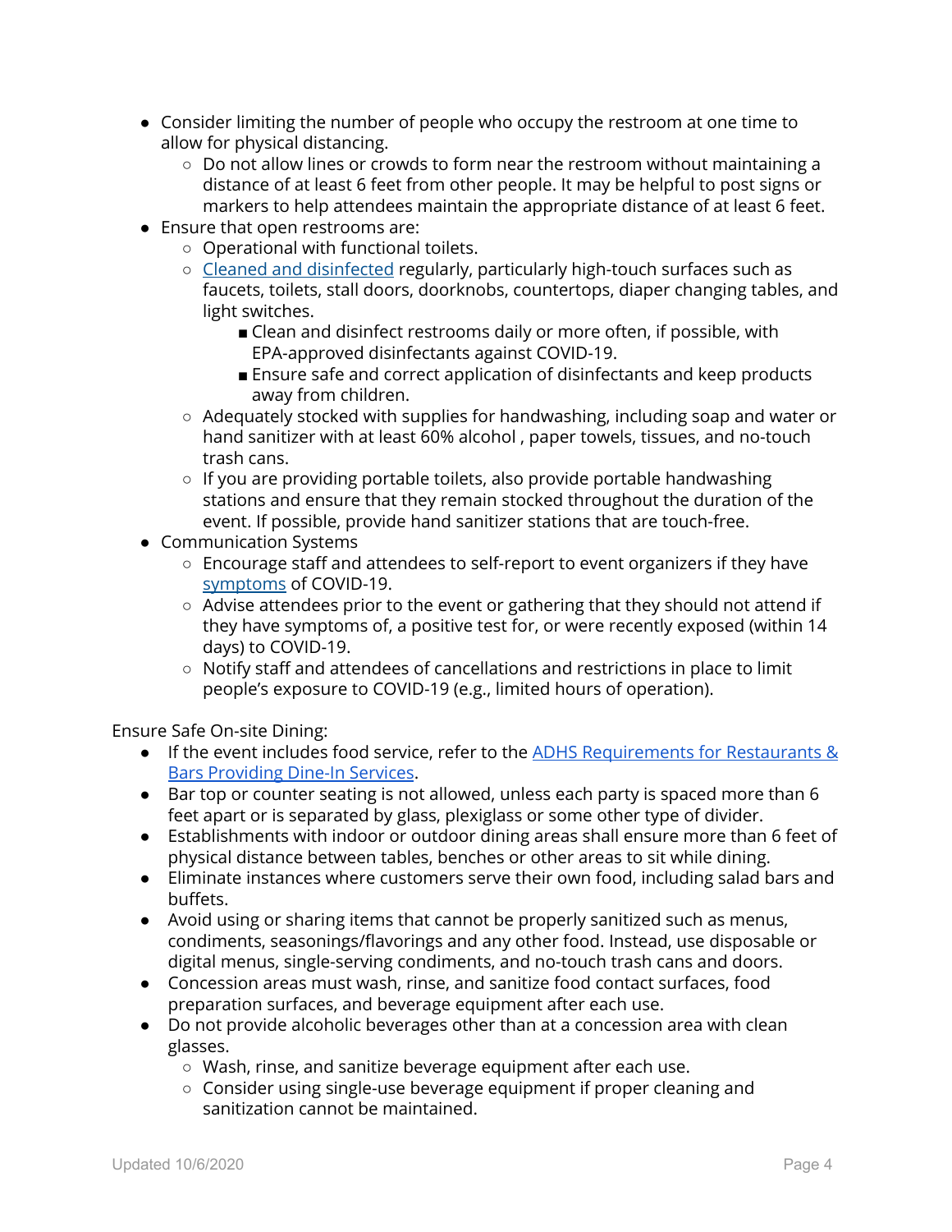- Consider limiting the number of people who occupy the restroom at one time to allow for physical distancing.
  - Do not allow lines or crowds to form near the restroom without maintaining a distance of at least 6 feet from other people. It may be helpful to post signs or markers to help attendees maintain the appropriate distance of at least 6 feet.
- Ensure that open restrooms are:
  - Operational with functional toilets.
  - [Cleaned and disinfected](#) regularly, particularly high-touch surfaces such as faucets, toilets, stall doors, doorknobs, countertops, diaper changing tables, and light switches.
    - Clean and disinfect restrooms daily or more often, if possible, with EPA-approved disinfectants against COVID-19.
    - Ensure safe and correct application of disinfectants and keep products away from children.
  - Adequately stocked with supplies for handwashing, including soap and water or hand sanitizer with at least 60% alcohol , paper towels, tissues, and no-touch trash cans.
  - If you are providing portable toilets, also provide portable handwashing stations and ensure that they remain stocked throughout the duration of the event. If possible, provide hand sanitizer stations that are touch-free.
- Communication Systems
  - Encourage staff and attendees to self-report to event organizers if they have [symptoms](#) of COVID-19.
  - Advise attendees prior to the event or gathering that they should not attend if they have symptoms of, a positive test for, or were recently exposed (within 14 days) to COVID-19.
  - Notify staff and attendees of cancellations and restrictions in place to limit people's exposure to COVID-19 (e.g., limited hours of operation).

Ensure Safe On-site Dining:

- If the event includes food service, refer to the [ADHS Requirements for Restaurants & Bars Providing Dine-In Services](#).
- Bar top or counter seating is not allowed, unless each party is spaced more than 6 feet apart or is separated by glass, plexiglass or some other type of divider.
- Establishments with indoor or outdoor dining areas shall ensure more than 6 feet of physical distance between tables, benches or other areas to sit while dining.
- Eliminate instances where customers serve their own food, including salad bars and buffets.
- Avoid using or sharing items that cannot be properly sanitized such as menus, condiments, seasonings/flavorings and any other food. Instead, use disposable or digital menus, single-serving condiments, and no-touch trash cans and doors.
- Concession areas must wash, rinse, and sanitize food contact surfaces, food preparation surfaces, and beverage equipment after each use.
- Do not provide alcoholic beverages other than at a concession area with clean glasses.
  - Wash, rinse, and sanitize beverage equipment after each use.
  - Consider using single-use beverage equipment if proper cleaning and sanitization cannot be maintained.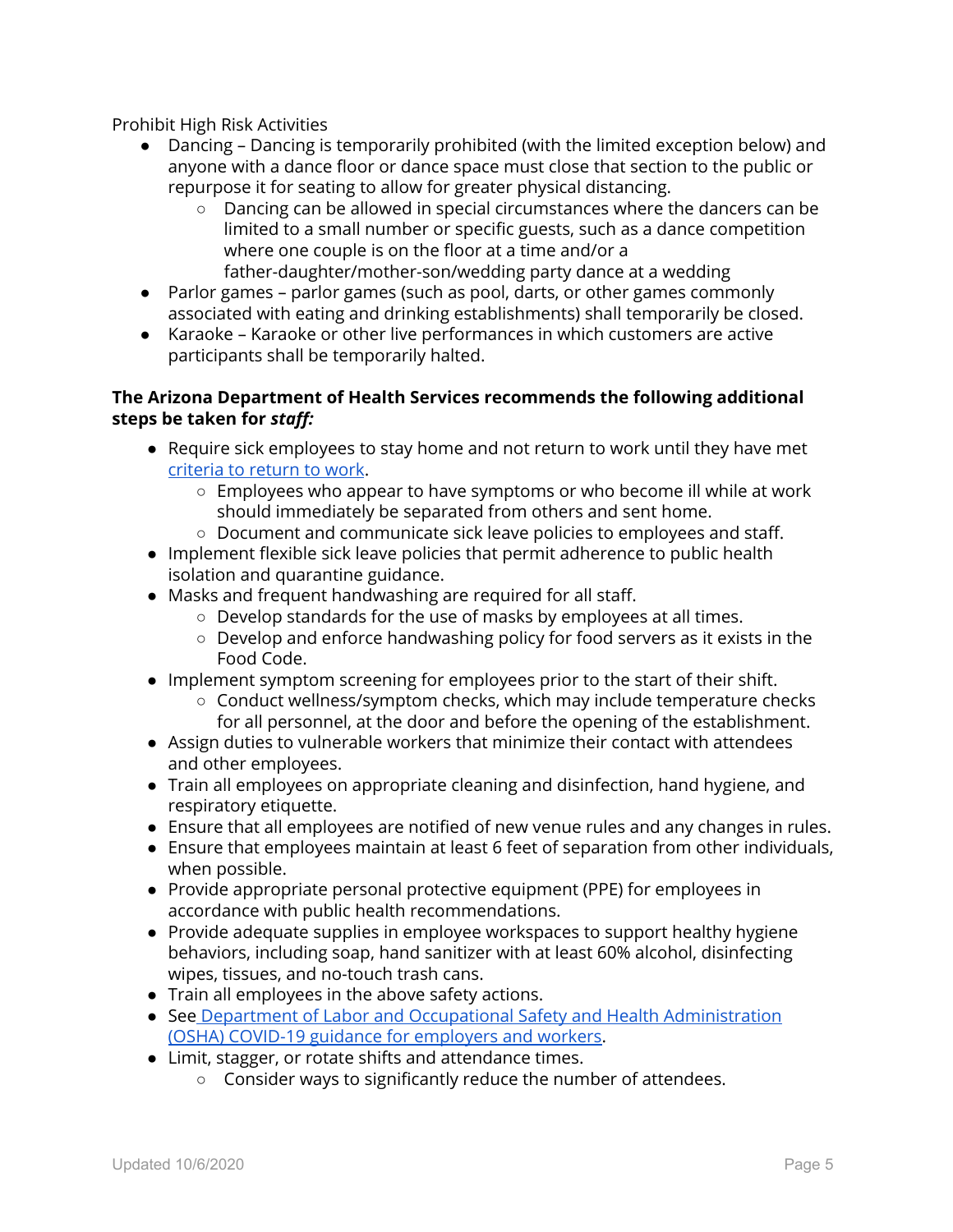Prohibit High Risk Activities

- Dancing – Dancing is temporarily prohibited (with the limited exception below) and anyone with a dance floor or dance space must close that section to the public or repurpose it for seating to allow for greater physical distancing.
  - Dancing can be allowed in special circumstances where the dancers can be limited to a small number or specific guests, such as a dance competition where one couple is on the floor at a time and/or a father-daughter/mother-son/wedding party dance at a wedding
- Parlor games – parlor games (such as pool, darts, or other games commonly associated with eating and drinking establishments) shall temporarily be closed.
- Karaoke – Karaoke or other live performances in which customers are active participants shall be temporarily halted.

**The Arizona Department of Health Services recommends the following additional steps be taken for *staff:***

- Require sick employees to stay home and not return to work until they have met [criteria to return to work](criteria to return to work).
  - Employees who appear to have symptoms or who become ill while at work should immediately be separated from others and sent home.
  - Document and communicate sick leave policies to employees and staff.
- Implement flexible sick leave policies that permit adherence to public health isolation and quarantine guidance.
- Masks and frequent handwashing are required for all staff.
  - Develop standards for the use of masks by employees at all times.
  - Develop and enforce handwashing policy for food servers as it exists in the Food Code.
- Implement symptom screening for employees prior to the start of their shift.
  - Conduct wellness/symptom checks, which may include temperature checks for all personnel, at the door and before the opening of the establishment.
- Assign duties to vulnerable workers that minimize their contact with attendees and other employees.
- Train all employees on appropriate cleaning and disinfection, hand hygiene, and respiratory etiquette.
- Ensure that all employees are notified of new venue rules and any changes in rules.
- Ensure that employees maintain at least 6 feet of separation from other individuals, when possible.
- Provide appropriate personal protective equipment (PPE) for employees in accordance with public health recommendations.
- Provide adequate supplies in employee workspaces to support healthy hygiene behaviors, including soap, hand sanitizer with at least 60% alcohol, disinfecting wipes, tissues, and no-touch trash cans.
- Train all employees in the above safety actions.
- See Department of Labor and Occupational Safety and Health Administration (OSHA) COVID-19 guidance for employers and workers.
- Limit, stagger, or rotate shifts and attendance times.
  - Consider ways to significantly reduce the number of attendees.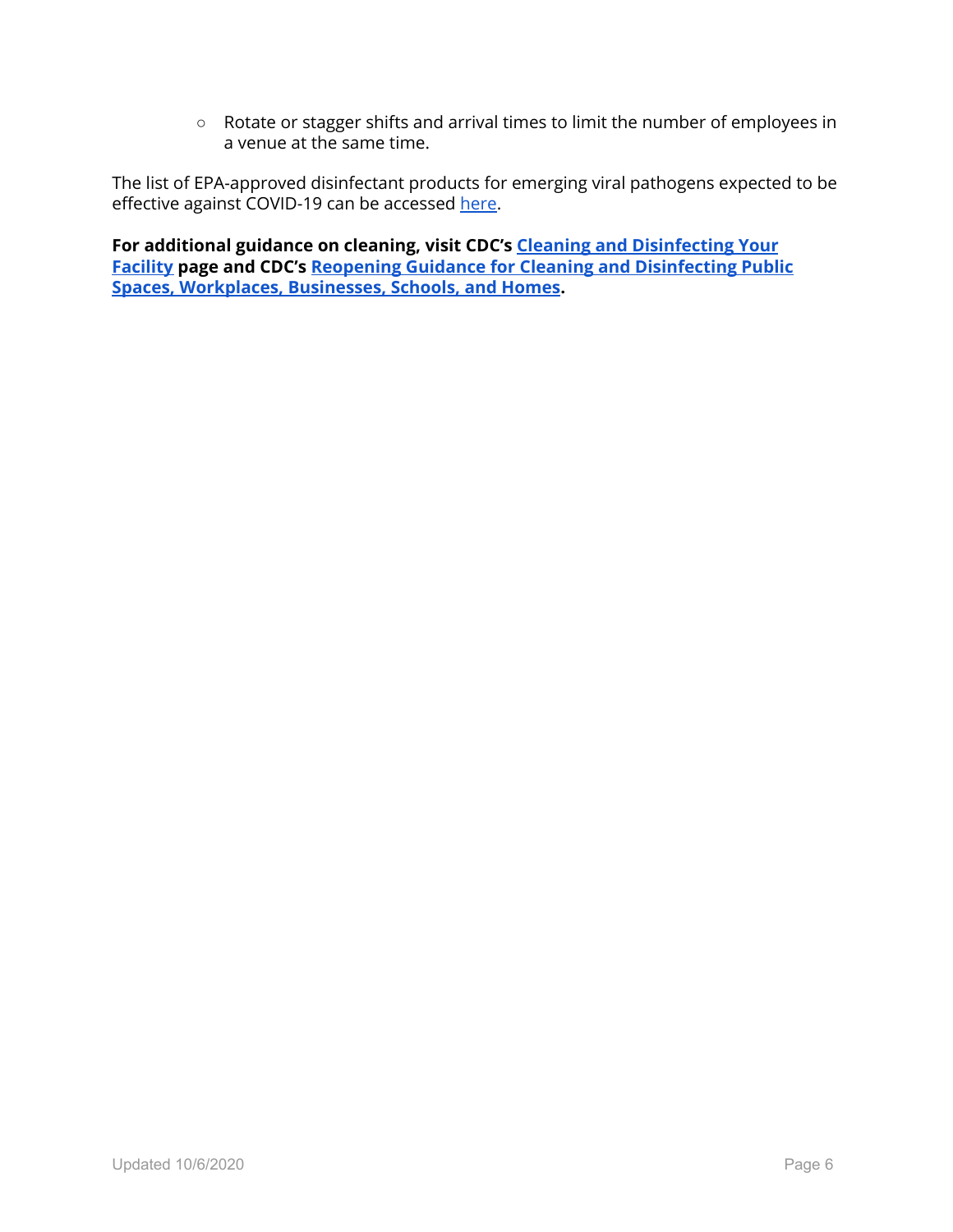- Rotate or stagger shifts and arrival times to limit the number of employees in a venue at the same time.

The list of EPA-approved disinfectant products for emerging viral pathogens expected to be effective against COVID-19 can be accessed here.

**For additional guidance on cleaning, visit CDC's Cleaning and Disinfecting Your Facility page and CDC's Reopening Guidance for Cleaning and Disinfecting Public Spaces, Workplaces, Businesses, Schools, and Homes.**